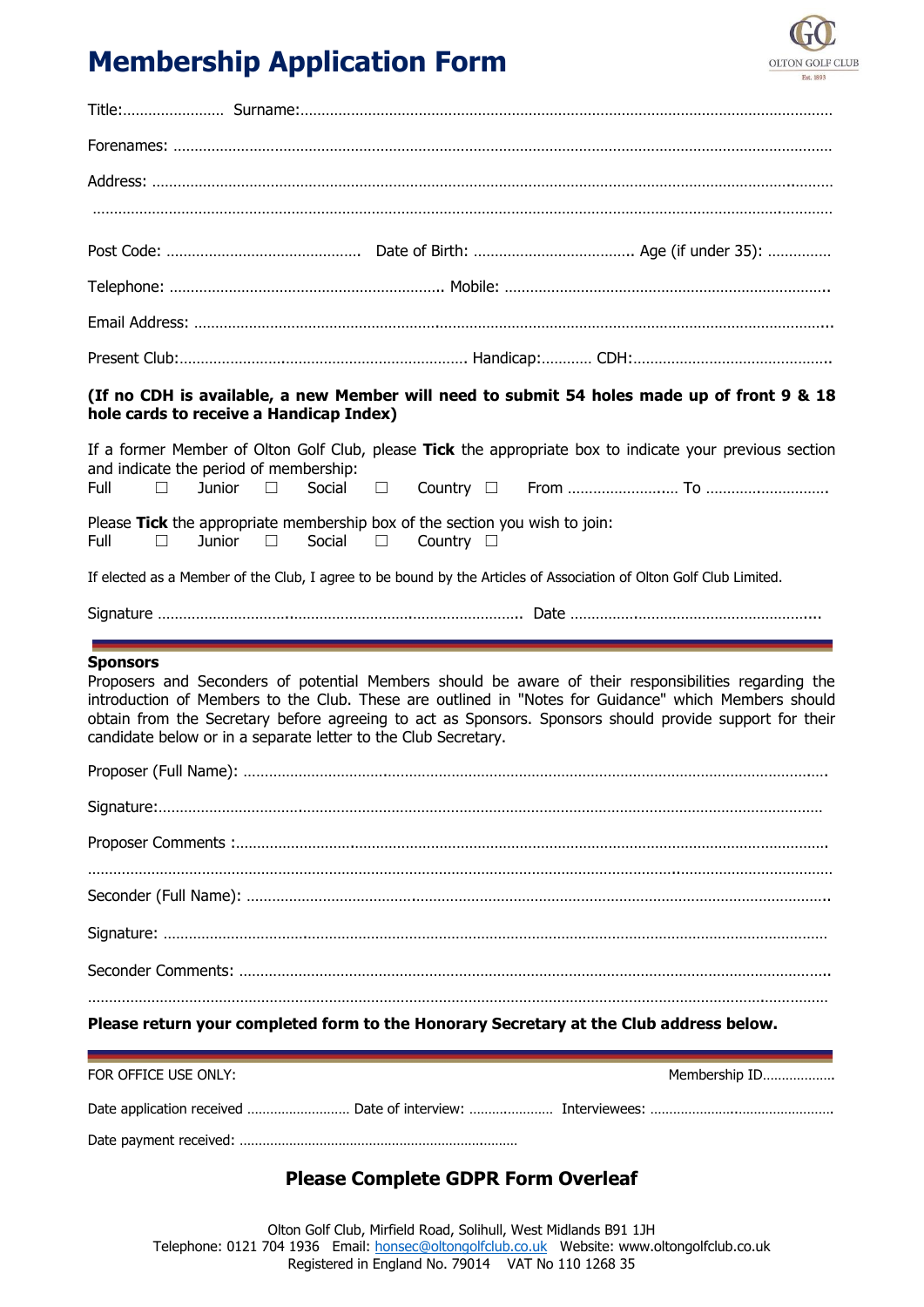# Membership Application Form

OLTON GOLF CLUB
Est. 1893

Title:…………………… Surname:…………………………………………………………………………………………………

Forenames: ……………………………………………………………………………………………………………………

Address: …………………………………………………………………………………………………………………………

……………………………………………………………………………………………………………………………………

Post Code: ……………………………………… Date of Birth: ……………………………… Age (if under 35): ……………

Telephone: ………………………………………………………… Mobile: …………………………………………………………………

Email Address: …………………………………………………………………………………………………………………………

Present Club:……………………………………………………………… Handicap:………… CDH:……………………………………………

**(If no CDH is available, a new Member will need to submit 54 holes made up of front 9 & 18 hole cards to receive a Handicap Index)**

If a former Member of Olton Golf Club, please **Tick** the appropriate box to indicate your previous section and indicate the period of membership:

Full ☐ Junior ☐ Social ☐ Country ☐ From …………………… To ………………………

Please **Tick** the appropriate membership box of the section you wish to join:

Full ☐ Junior ☐ Social ☐ Country ☐

If elected as a Member of the Club, I agree to be bound by the Articles of Association of Olton Golf Club Limited.

Signature ………………………………………………………………………… Date ……………………………………………………

---

**Sponsors**

Proposers and Seconders of potential Members should be aware of their responsibilities regarding the introduction of Members to the Club. These are outlined in "Notes for Guidance" which Members should obtain from the Secretary before agreeing to act as Sponsors. Sponsors should provide support for their candidate below or in a separate letter to the Club Secretary.

Proposer (Full Name): ………………………………………………………………………………………………………………

Signature:………………………………………………………………………………………………………………………………

Proposer Comments :………………………………………………………………………………………………………………

……………………………………………………………………………………………………………………………………………

Seconder (Full Name): ……………………………………………………………………………………………………………

Signature: ……………………………………………………………………………………………………………………………

Seconder Comments: ………………………………………………………………………………………………………………

……………………………………………………………………………………………………………………………………………

**Please return your completed form to the Honorary Secretary at the Club address below.**

---

FOR OFFICE USE ONLY: Membership ID………………

Date application received ……………………… Date of interview: ………………… Interviewees: ……………………………………

Date payment received: ………………………………………………………………

## Please Complete GDPR Form Overleaf

Olton Golf Club, Mirfield Road, Solihull, West Midlands B91 1JH
Telephone: 0121 704 1936 Email: honsec@oltongolfclub.co.uk Website: www.oltongolfclub.co.uk
Registered in England No. 79014 VAT No 110 1268 35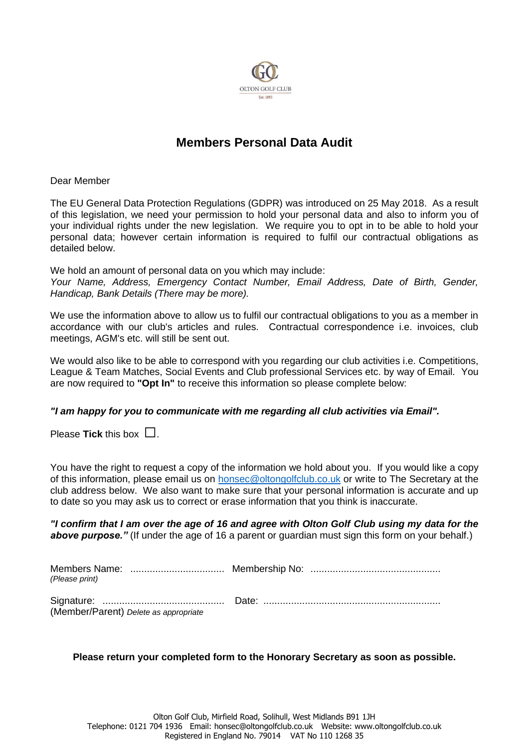OLTON GOLF CLUB

Est. 1893

# Members Personal Data Audit

Dear Member

The EU General Data Protection Regulations (GDPR) was introduced on 25 May 2018. As a result of this legislation, we need your permission to hold your personal data and also to inform you of your individual rights under the new legislation. We require you to opt in to be able to hold your personal data; however certain information is required to fulfil our contractual obligations as detailed below.

We hold an amount of personal data on you which may include:
*Your Name, Address, Emergency Contact Number, Email Address, Date of Birth, Gender, Handicap, Bank Details (There may be more).*

We use the information above to allow us to fulfil our contractual obligations to you as a member in accordance with our club's articles and rules. Contractual correspondence i.e. invoices, club meetings, AGM's etc. will still be sent out.

We would also like to be able to correspond with you regarding our club activities i.e. Competitions, League & Team Matches, Social Events and Club professional Services etc. by way of Email. You are now required to **"Opt In"** to receive this information so please complete below:

***"I am happy for you to communicate with me regarding all club activities via Email".***

Please **Tick** this box ☐.

You have the right to request a copy of the information we hold about you. If you would like a copy of this information, please email us on honsec@oltongolfclub.co.uk or write to The Secretary at the club address below. We also want to make sure that your personal information is accurate and up to date so you may ask us to correct or erase information that you think is inaccurate.

***"I confirm that I am over the age of 16 and agree with Olton Golf Club using my data for the above purpose."*** (If under the age of 16 a parent or guardian must sign this form on your behalf.)

Members Name: .................................. Membership No: ...............................................
*(Please print)*

Signature: ............................................ Date: ................................................................
(Member/Parent) *Delete as appropriate*

**Please return your completed form to the Honorary Secretary as soon as possible.**

Olton Golf Club, Mirfield Road, Solihull, West Midlands B91 1JH
Telephone: 0121 704 1936 Email: honsec@oltongolfclub.co.uk Website: www.oltongolfclub.co.uk
Registered in England No. 79014 VAT No 110 1268 35